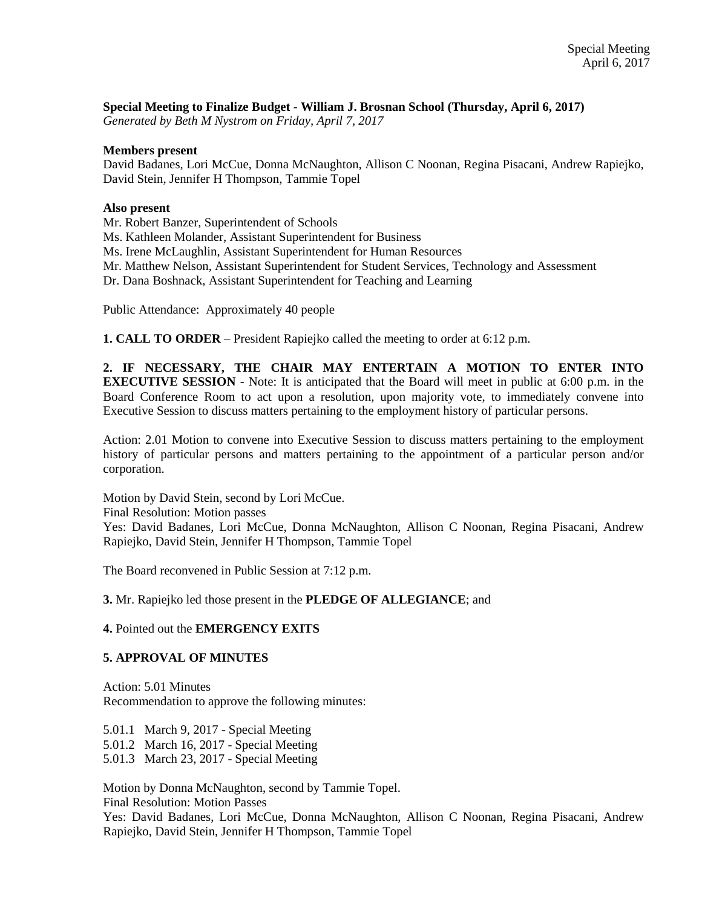**Special Meeting to Finalize Budget - William J. Brosnan School (Thursday, April 6, 2017)**
*Generated by Beth M Nystrom on Friday, April 7, 2017*

**Members present**
David Badanes, Lori McCue, Donna McNaughton, Allison C Noonan, Regina Pisacani, Andrew Rapiejko, David Stein, Jennifer H Thompson, Tammie Topel

**Also present**
Mr. Robert Banzer, Superintendent of Schools
Ms. Kathleen Molander, Assistant Superintendent for Business
Ms. Irene McLaughlin, Assistant Superintendent for Human Resources
Mr. Matthew Nelson, Assistant Superintendent for Student Services, Technology and Assessment
Dr. Dana Boshnack, Assistant Superintendent for Teaching and Learning

Public Attendance: Approximately 40 people

**1. CALL TO ORDER** – President Rapiejko called the meeting to order at 6:12 p.m.

**2. IF NECESSARY, THE CHAIR MAY ENTERTAIN A MOTION TO ENTER INTO EXECUTIVE SESSION** - Note: It is anticipated that the Board will meet in public at 6:00 p.m. in the Board Conference Room to act upon a resolution, upon majority vote, to immediately convene into Executive Session to discuss matters pertaining to the employment history of particular persons.

Action: 2.01 Motion to convene into Executive Session to discuss matters pertaining to the employment history of particular persons and matters pertaining to the appointment of a particular person and/or corporation.

Motion by David Stein, second by Lori McCue.
Final Resolution: Motion passes
Yes: David Badanes, Lori McCue, Donna McNaughton, Allison C Noonan, Regina Pisacani, Andrew Rapiejko, David Stein, Jennifer H Thompson, Tammie Topel

The Board reconvened in Public Session at 7:12 p.m.

**3.** Mr. Rapiejko led those present in the **PLEDGE OF ALLEGIANCE**; and

**4.** Pointed out the **EMERGENCY EXITS**

**5. APPROVAL OF MINUTES**

Action: 5.01 Minutes
Recommendation to approve the following minutes:

5.01.1 March 9, 2017 - Special Meeting
5.01.2 March 16, 2017 - Special Meeting
5.01.3 March 23, 2017 - Special Meeting

Motion by Donna McNaughton, second by Tammie Topel.
Final Resolution: Motion Passes
Yes: David Badanes, Lori McCue, Donna McNaughton, Allison C Noonan, Regina Pisacani, Andrew Rapiejko, David Stein, Jennifer H Thompson, Tammie Topel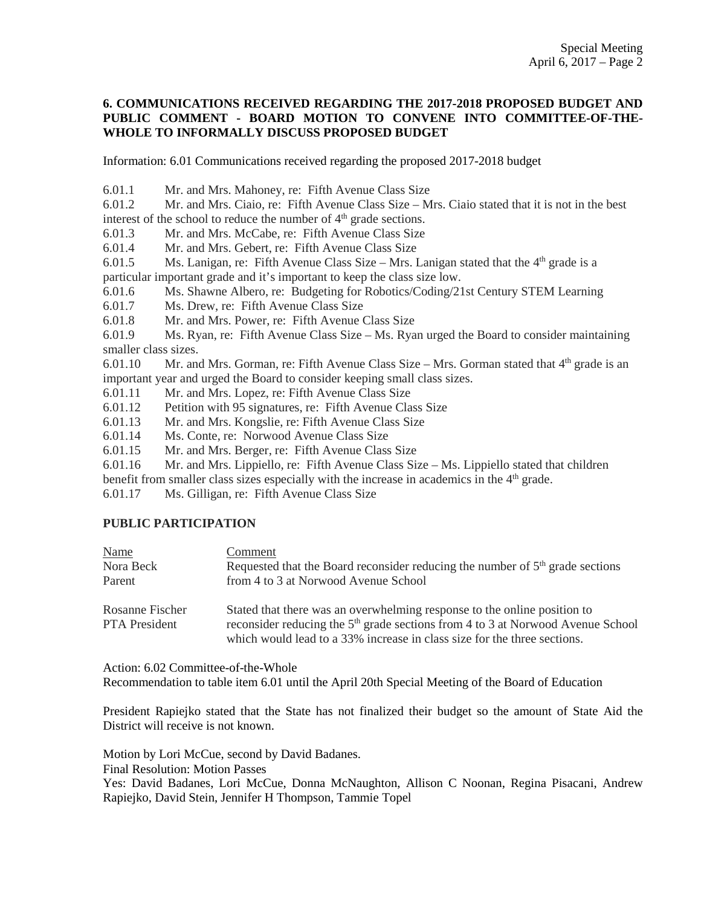**6. COMMUNICATIONS RECEIVED REGARDING THE 2017-2018 PROPOSED BUDGET AND PUBLIC COMMENT - BOARD MOTION TO CONVENE INTO COMMITTEE-OF-THE-WHOLE TO INFORMALLY DISCUSS PROPOSED BUDGET**

Information: 6.01 Communications received regarding the proposed 2017-2018 budget

6.01.1 Mr. and Mrs. Mahoney, re: Fifth Avenue Class Size

6.01.2 Mr. and Mrs. Ciaio, re: Fifth Avenue Class Size – Mrs. Ciaio stated that it is not in the best interest of the school to reduce the number of 4th grade sections.

6.01.3 Mr. and Mrs. McCabe, re: Fifth Avenue Class Size

6.01.4 Mr. and Mrs. Gebert, re: Fifth Avenue Class Size

6.01.5 Ms. Lanigan, re: Fifth Avenue Class Size – Mrs. Lanigan stated that the 4th grade is a particular important grade and it's important to keep the class size low.

6.01.6 Ms. Shawne Albero, re: Budgeting for Robotics/Coding/21st Century STEM Learning

6.01.7 Ms. Drew, re: Fifth Avenue Class Size

6.01.8 Mr. and Mrs. Power, re: Fifth Avenue Class Size

6.01.9 Ms. Ryan, re: Fifth Avenue Class Size – Ms. Ryan urged the Board to consider maintaining smaller class sizes.

6.01.10 Mr. and Mrs. Gorman, re: Fifth Avenue Class Size – Mrs. Gorman stated that 4th grade is an important year and urged the Board to consider keeping small class sizes.

6.01.11 Mr. and Mrs. Lopez, re: Fifth Avenue Class Size

6.01.12 Petition with 95 signatures, re: Fifth Avenue Class Size

6.01.13 Mr. and Mrs. Kongslie, re: Fifth Avenue Class Size

6.01.14 Ms. Conte, re: Norwood Avenue Class Size

6.01.15 Mr. and Mrs. Berger, re: Fifth Avenue Class Size

6.01.16 Mr. and Mrs. Lippiello, re: Fifth Avenue Class Size – Ms. Lippiello stated that children benefit from smaller class sizes especially with the increase in academics in the 4th grade.

6.01.17 Ms. Gilligan, re: Fifth Avenue Class Size

**PUBLIC PARTICIPATION**

| Name | Comment |
|---|---|
| Nora Beck<br>Parent | Requested that the Board reconsider reducing the number of 5th grade sections from 4 to 3 at Norwood Avenue School |
| Rosanne Fischer<br>PTA President | Stated that there was an overwhelming response to the online position to reconsider reducing the 5th grade sections from 4 to 3 at Norwood Avenue School which would lead to a 33% increase in class size for the three sections. |

Action: 6.02 Committee-of-the-Whole

Recommendation to table item 6.01 until the April 20th Special Meeting of the Board of Education

President Rapiejko stated that the State has not finalized their budget so the amount of State Aid the District will receive is not known.

Motion by Lori McCue, second by David Badanes.

Final Resolution: Motion Passes

Yes: David Badanes, Lori McCue, Donna McNaughton, Allison C Noonan, Regina Pisacani, Andrew Rapiejko, David Stein, Jennifer H Thompson, Tammie Topel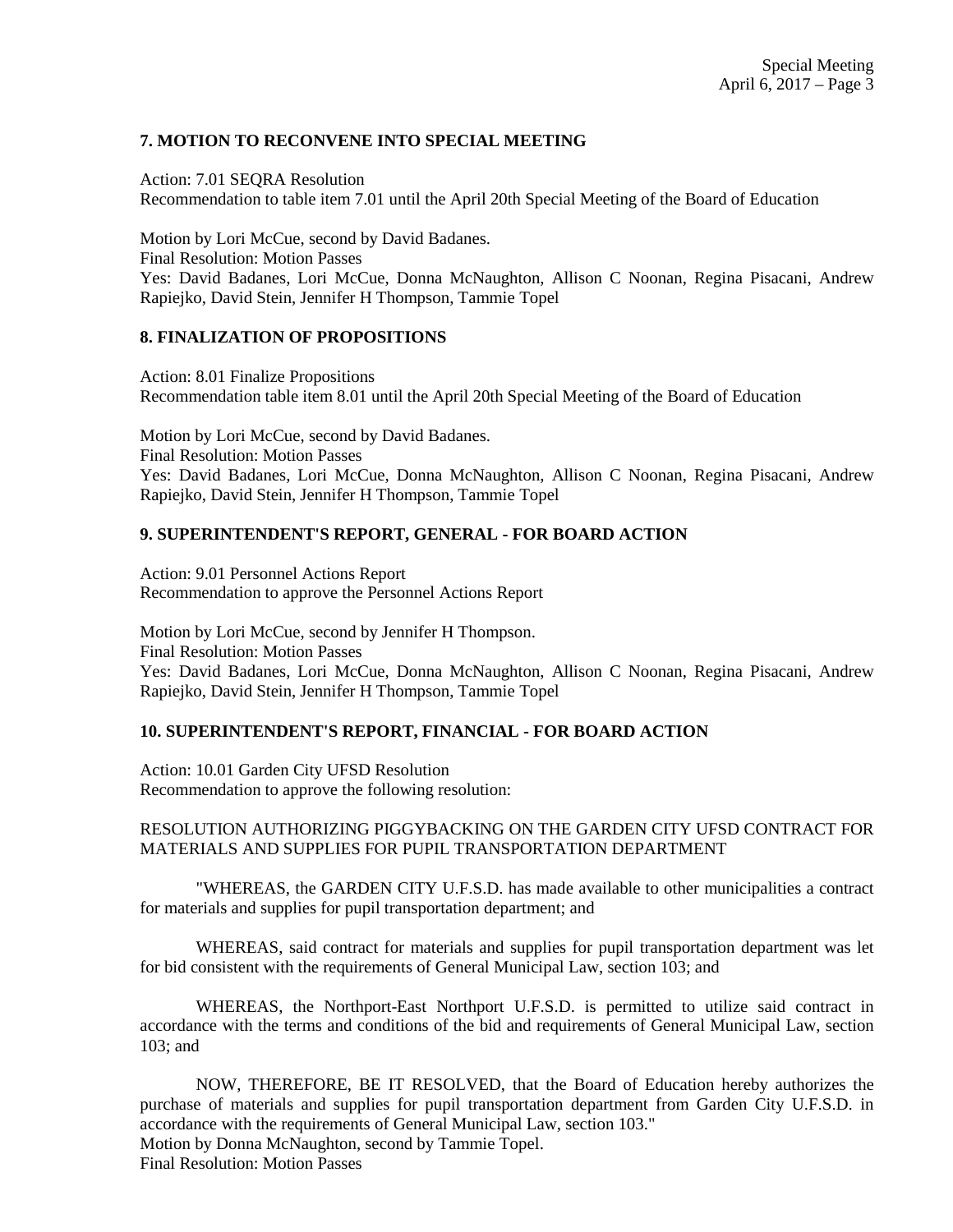### 7. MOTION TO RECONVENE INTO SPECIAL MEETING

Action: 7.01 SEQRA Resolution
Recommendation to table item 7.01 until the April 20th Special Meeting of the Board of Education

Motion by Lori McCue, second by David Badanes.
Final Resolution: Motion Passes
Yes: David Badanes, Lori McCue, Donna McNaughton, Allison C Noonan, Regina Pisacani, Andrew Rapiejko, David Stein, Jennifer H Thompson, Tammie Topel

### 8. FINALIZATION OF PROPOSITIONS

Action: 8.01 Finalize Propositions
Recommendation table item 8.01 until the April 20th Special Meeting of the Board of Education

Motion by Lori McCue, second by David Badanes.
Final Resolution: Motion Passes
Yes: David Badanes, Lori McCue, Donna McNaughton, Allison C Noonan, Regina Pisacani, Andrew Rapiejko, David Stein, Jennifer H Thompson, Tammie Topel

### 9. SUPERINTENDENT'S REPORT, GENERAL - FOR BOARD ACTION

Action: 9.01 Personnel Actions Report
Recommendation to approve the Personnel Actions Report

Motion by Lori McCue, second by Jennifer H Thompson.
Final Resolution: Motion Passes
Yes: David Badanes, Lori McCue, Donna McNaughton, Allison C Noonan, Regina Pisacani, Andrew Rapiejko, David Stein, Jennifer H Thompson, Tammie Topel

### 10. SUPERINTENDENT'S REPORT, FINANCIAL - FOR BOARD ACTION

Action: 10.01 Garden City UFSD Resolution
Recommendation to approve the following resolution:

RESOLUTION AUTHORIZING PIGGYBACKING ON THE GARDEN CITY UFSD CONTRACT FOR MATERIALS AND SUPPLIES FOR PUPIL TRANSPORTATION DEPARTMENT

"WHEREAS, the GARDEN CITY U.F.S.D. has made available to other municipalities a contract for materials and supplies for pupil transportation department; and

WHEREAS, said contract for materials and supplies for pupil transportation department was let for bid consistent with the requirements of General Municipal Law, section 103; and

WHEREAS, the Northport-East Northport U.F.S.D. is permitted to utilize said contract in accordance with the terms and conditions of the bid and requirements of General Municipal Law, section 103; and

NOW, THEREFORE, BE IT RESOLVED, that the Board of Education hereby authorizes the purchase of materials and supplies for pupil transportation department from Garden City U.F.S.D. in accordance with the requirements of General Municipal Law, section 103."
Motion by Donna McNaughton, second by Tammie Topel.
Final Resolution: Motion Passes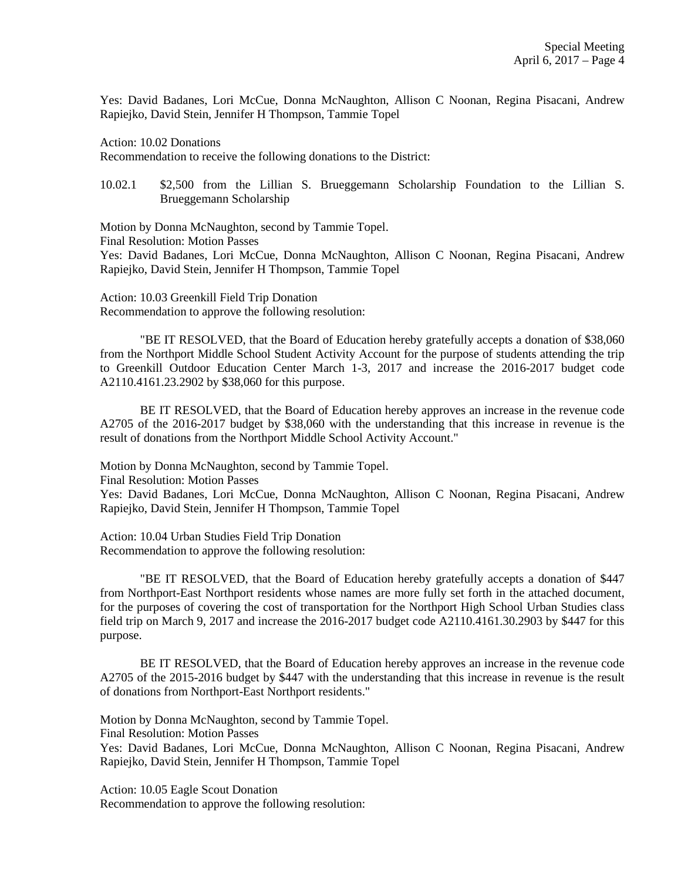Yes: David Badanes, Lori McCue, Donna McNaughton, Allison C Noonan, Regina Pisacani, Andrew Rapiejko, David Stein, Jennifer H Thompson, Tammie Topel

Action: 10.02 Donations
Recommendation to receive the following donations to the District:

10.02.1 $2,500 from the Lillian S. Brueggemann Scholarship Foundation to the Lillian S. Brueggemann Scholarship

Motion by Donna McNaughton, second by Tammie Topel.
Final Resolution: Motion Passes
Yes: David Badanes, Lori McCue, Donna McNaughton, Allison C Noonan, Regina Pisacani, Andrew Rapiejko, David Stein, Jennifer H Thompson, Tammie Topel

Action: 10.03 Greenkill Field Trip Donation
Recommendation to approve the following resolution:

"BE IT RESOLVED, that the Board of Education hereby gratefully accepts a donation of $38,060 from the Northport Middle School Student Activity Account for the purpose of students attending the trip to Greenkill Outdoor Education Center March 1-3, 2017 and increase the 2016-2017 budget code A2110.4161.23.2902 by $38,060 for this purpose.

BE IT RESOLVED, that the Board of Education hereby approves an increase in the revenue code A2705 of the 2016-2017 budget by $38,060 with the understanding that this increase in revenue is the result of donations from the Northport Middle School Activity Account."

Motion by Donna McNaughton, second by Tammie Topel.
Final Resolution: Motion Passes
Yes: David Badanes, Lori McCue, Donna McNaughton, Allison C Noonan, Regina Pisacani, Andrew Rapiejko, David Stein, Jennifer H Thompson, Tammie Topel

Action: 10.04 Urban Studies Field Trip Donation
Recommendation to approve the following resolution:

"BE IT RESOLVED, that the Board of Education hereby gratefully accepts a donation of $447 from Northport-East Northport residents whose names are more fully set forth in the attached document, for the purposes of covering the cost of transportation for the Northport High School Urban Studies class field trip on March 9, 2017 and increase the 2016-2017 budget code A2110.4161.30.2903 by $447 for this purpose.

BE IT RESOLVED, that the Board of Education hereby approves an increase in the revenue code A2705 of the 2015-2016 budget by $447 with the understanding that this increase in revenue is the result of donations from Northport-East Northport residents."

Motion by Donna McNaughton, second by Tammie Topel.
Final Resolution: Motion Passes
Yes: David Badanes, Lori McCue, Donna McNaughton, Allison C Noonan, Regina Pisacani, Andrew Rapiejko, David Stein, Jennifer H Thompson, Tammie Topel

Action: 10.05 Eagle Scout Donation
Recommendation to approve the following resolution: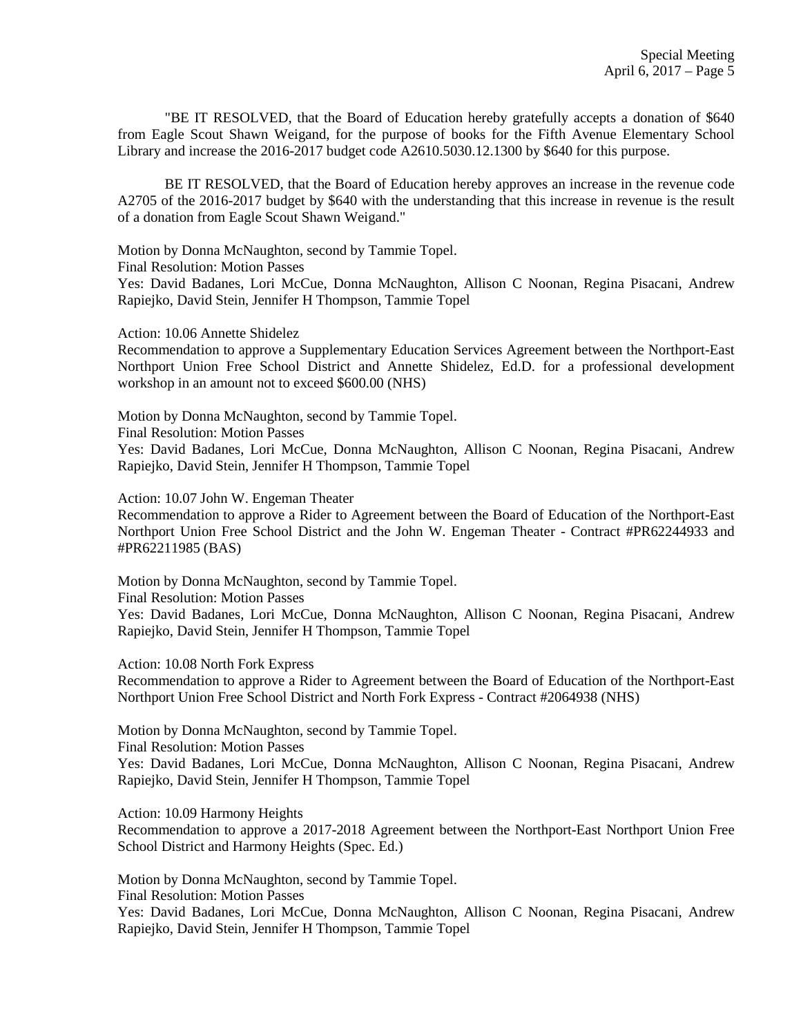"BE IT RESOLVED, that the Board of Education hereby gratefully accepts a donation of $640 from Eagle Scout Shawn Weigand, for the purpose of books for the Fifth Avenue Elementary School Library and increase the 2016-2017 budget code A2610.5030.12.1300 by $640 for this purpose.

BE IT RESOLVED, that the Board of Education hereby approves an increase in the revenue code A2705 of the 2016-2017 budget by $640 with the understanding that this increase in revenue is the result of a donation from Eagle Scout Shawn Weigand."

Motion by Donna McNaughton, second by Tammie Topel.
Final Resolution: Motion Passes
Yes: David Badanes, Lori McCue, Donna McNaughton, Allison C Noonan, Regina Pisacani, Andrew Rapiejko, David Stein, Jennifer H Thompson, Tammie Topel

Action: 10.06 Annette Shidelez
Recommendation to approve a Supplementary Education Services Agreement between the Northport-East Northport Union Free School District and Annette Shidelez, Ed.D. for a professional development workshop in an amount not to exceed $600.00 (NHS)

Motion by Donna McNaughton, second by Tammie Topel.
Final Resolution: Motion Passes
Yes: David Badanes, Lori McCue, Donna McNaughton, Allison C Noonan, Regina Pisacani, Andrew Rapiejko, David Stein, Jennifer H Thompson, Tammie Topel

Action: 10.07 John W. Engeman Theater
Recommendation to approve a Rider to Agreement between the Board of Education of the Northport-East Northport Union Free School District and the John W. Engeman Theater - Contract #PR62244933 and #PR62211985 (BAS)

Motion by Donna McNaughton, second by Tammie Topel.
Final Resolution: Motion Passes
Yes: David Badanes, Lori McCue, Donna McNaughton, Allison C Noonan, Regina Pisacani, Andrew Rapiejko, David Stein, Jennifer H Thompson, Tammie Topel

Action: 10.08 North Fork Express
Recommendation to approve a Rider to Agreement between the Board of Education of the Northport-East Northport Union Free School District and North Fork Express - Contract #2064938 (NHS)

Motion by Donna McNaughton, second by Tammie Topel.
Final Resolution: Motion Passes
Yes: David Badanes, Lori McCue, Donna McNaughton, Allison C Noonan, Regina Pisacani, Andrew Rapiejko, David Stein, Jennifer H Thompson, Tammie Topel

Action: 10.09 Harmony Heights
Recommendation to approve a 2017-2018 Agreement between the Northport-East Northport Union Free School District and Harmony Heights (Spec. Ed.)

Motion by Donna McNaughton, second by Tammie Topel.
Final Resolution: Motion Passes
Yes: David Badanes, Lori McCue, Donna McNaughton, Allison C Noonan, Regina Pisacani, Andrew Rapiejko, David Stein, Jennifer H Thompson, Tammie Topel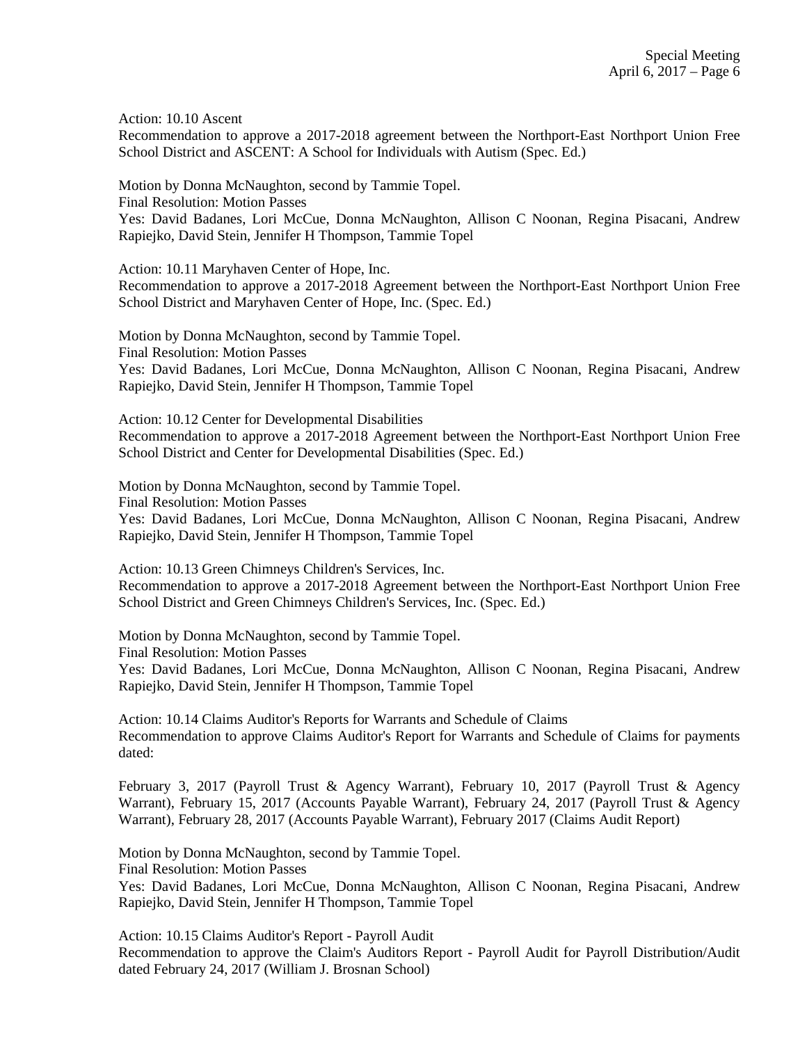Action: 10.10 Ascent
Recommendation to approve a 2017-2018 agreement between the Northport-East Northport Union Free School District and ASCENT: A School for Individuals with Autism (Spec. Ed.)

Motion by Donna McNaughton, second by Tammie Topel.
Final Resolution: Motion Passes
Yes: David Badanes, Lori McCue, Donna McNaughton, Allison C Noonan, Regina Pisacani, Andrew Rapiejko, David Stein, Jennifer H Thompson, Tammie Topel

Action: 10.11 Maryhaven Center of Hope, Inc.
Recommendation to approve a 2017-2018 Agreement between the Northport-East Northport Union Free School District and Maryhaven Center of Hope, Inc. (Spec. Ed.)

Motion by Donna McNaughton, second by Tammie Topel.
Final Resolution: Motion Passes
Yes: David Badanes, Lori McCue, Donna McNaughton, Allison C Noonan, Regina Pisacani, Andrew Rapiejko, David Stein, Jennifer H Thompson, Tammie Topel

Action: 10.12 Center for Developmental Disabilities
Recommendation to approve a 2017-2018 Agreement between the Northport-East Northport Union Free School District and Center for Developmental Disabilities (Spec. Ed.)

Motion by Donna McNaughton, second by Tammie Topel.
Final Resolution: Motion Passes
Yes: David Badanes, Lori McCue, Donna McNaughton, Allison C Noonan, Regina Pisacani, Andrew Rapiejko, David Stein, Jennifer H Thompson, Tammie Topel

Action: 10.13 Green Chimneys Children's Services, Inc.
Recommendation to approve a 2017-2018 Agreement between the Northport-East Northport Union Free School District and Green Chimneys Children's Services, Inc. (Spec. Ed.)

Motion by Donna McNaughton, second by Tammie Topel.
Final Resolution: Motion Passes
Yes: David Badanes, Lori McCue, Donna McNaughton, Allison C Noonan, Regina Pisacani, Andrew Rapiejko, David Stein, Jennifer H Thompson, Tammie Topel

Action: 10.14 Claims Auditor's Reports for Warrants and Schedule of Claims
Recommendation to approve Claims Auditor's Report for Warrants and Schedule of Claims for payments dated:

February 3, 2017 (Payroll Trust & Agency Warrant), February 10, 2017 (Payroll Trust & Agency Warrant), February 15, 2017 (Accounts Payable Warrant), February 24, 2017 (Payroll Trust & Agency Warrant), February 28, 2017 (Accounts Payable Warrant), February 2017 (Claims Audit Report)

Motion by Donna McNaughton, second by Tammie Topel.
Final Resolution: Motion Passes
Yes: David Badanes, Lori McCue, Donna McNaughton, Allison C Noonan, Regina Pisacani, Andrew Rapiejko, David Stein, Jennifer H Thompson, Tammie Topel

Action: 10.15 Claims Auditor's Report - Payroll Audit
Recommendation to approve the Claim's Auditors Report - Payroll Audit for Payroll Distribution/Audit dated February 24, 2017 (William J. Brosnan School)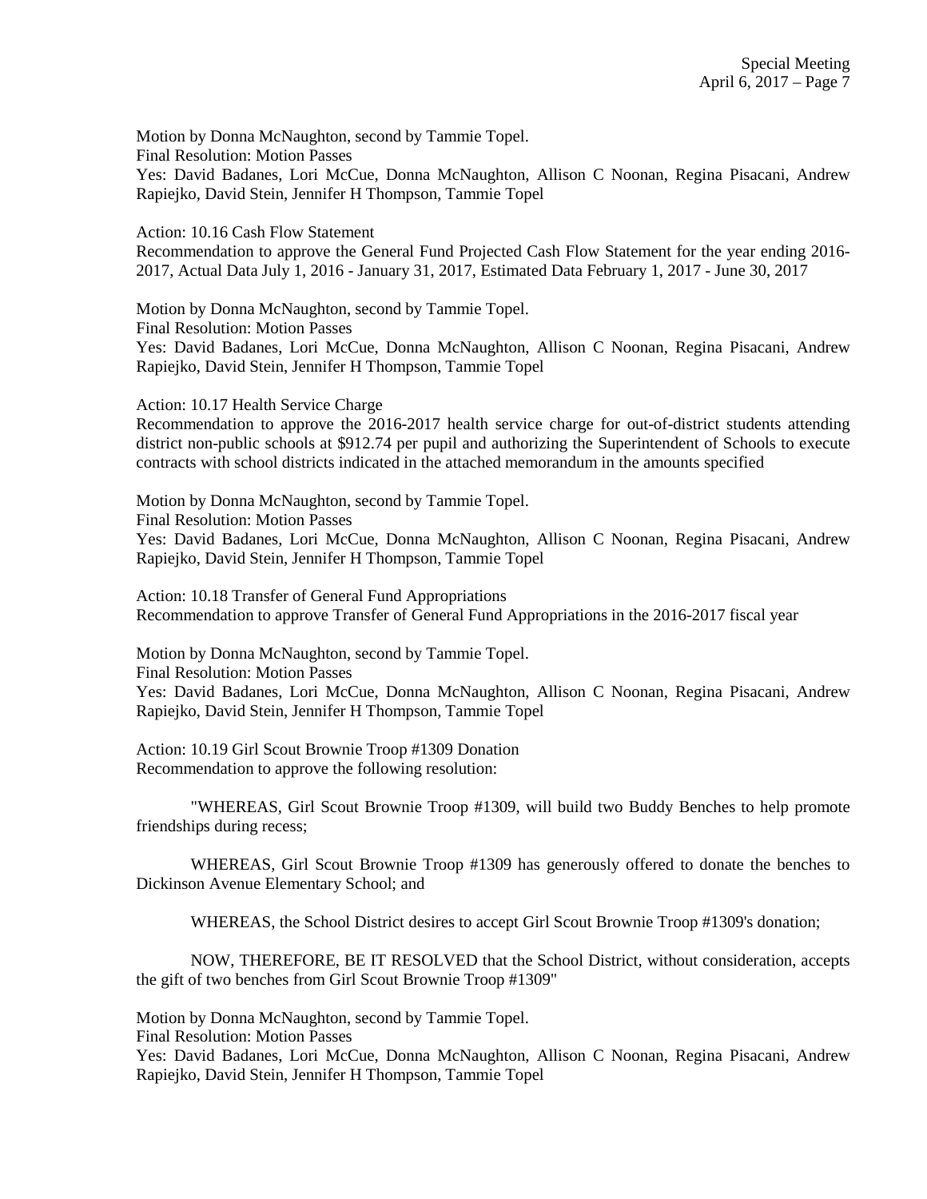Motion by Donna McNaughton, second by Tammie Topel.
Final Resolution: Motion Passes
Yes: David Badanes, Lori McCue, Donna McNaughton, Allison C Noonan, Regina Pisacani, Andrew Rapiejko, David Stein, Jennifer H Thompson, Tammie Topel

Action: 10.16 Cash Flow Statement
Recommendation to approve the General Fund Projected Cash Flow Statement for the year ending 2016-2017, Actual Data July 1, 2016 - January 31, 2017, Estimated Data February 1, 2017 - June 30, 2017

Motion by Donna McNaughton, second by Tammie Topel.
Final Resolution: Motion Passes
Yes: David Badanes, Lori McCue, Donna McNaughton, Allison C Noonan, Regina Pisacani, Andrew Rapiejko, David Stein, Jennifer H Thompson, Tammie Topel

Action: 10.17 Health Service Charge
Recommendation to approve the 2016-2017 health service charge for out-of-district students attending district non-public schools at $912.74 per pupil and authorizing the Superintendent of Schools to execute contracts with school districts indicated in the attached memorandum in the amounts specified

Motion by Donna McNaughton, second by Tammie Topel.
Final Resolution: Motion Passes
Yes: David Badanes, Lori McCue, Donna McNaughton, Allison C Noonan, Regina Pisacani, Andrew Rapiejko, David Stein, Jennifer H Thompson, Tammie Topel

Action: 10.18 Transfer of General Fund Appropriations
Recommendation to approve Transfer of General Fund Appropriations in the 2016-2017 fiscal year

Motion by Donna McNaughton, second by Tammie Topel.
Final Resolution: Motion Passes
Yes: David Badanes, Lori McCue, Donna McNaughton, Allison C Noonan, Regina Pisacani, Andrew Rapiejko, David Stein, Jennifer H Thompson, Tammie Topel

Action: 10.19 Girl Scout Brownie Troop #1309 Donation
Recommendation to approve the following resolution:

"WHEREAS, Girl Scout Brownie Troop #1309, will build two Buddy Benches to help promote friendships during recess;

WHEREAS, Girl Scout Brownie Troop #1309 has generously offered to donate the benches to Dickinson Avenue Elementary School; and

WHEREAS, the School District desires to accept Girl Scout Brownie Troop #1309's donation;

NOW, THEREFORE, BE IT RESOLVED that the School District, without consideration, accepts the gift of two benches from Girl Scout Brownie Troop #1309"

Motion by Donna McNaughton, second by Tammie Topel.
Final Resolution: Motion Passes
Yes: David Badanes, Lori McCue, Donna McNaughton, Allison C Noonan, Regina Pisacani, Andrew Rapiejko, David Stein, Jennifer H Thompson, Tammie Topel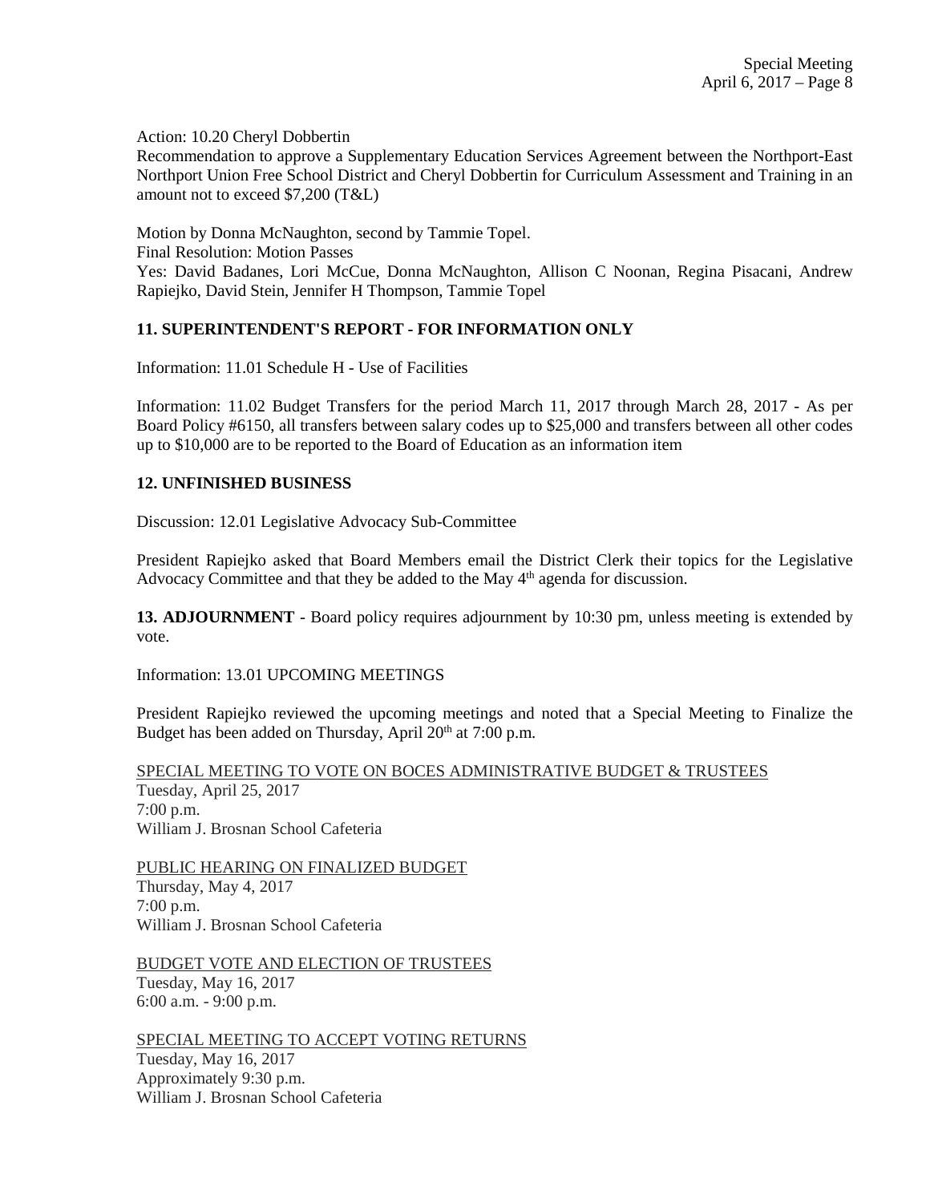Action: 10.20 Cheryl Dobbertin

Recommendation to approve a Supplementary Education Services Agreement between the Northport-East Northport Union Free School District and Cheryl Dobbertin for Curriculum Assessment and Training in an amount not to exceed $7,200 (T&L)

Motion by Donna McNaughton, second by Tammie Topel.
Final Resolution: Motion Passes
Yes: David Badanes, Lori McCue, Donna McNaughton, Allison C Noonan, Regina Pisacani, Andrew Rapiejko, David Stein, Jennifer H Thompson, Tammie Topel

**11. SUPERINTENDENT'S REPORT - FOR INFORMATION ONLY**

Information: 11.01 Schedule H - Use of Facilities

Information: 11.02 Budget Transfers for the period March 11, 2017 through March 28, 2017 - As per Board Policy #6150, all transfers between salary codes up to $25,000 and transfers between all other codes up to $10,000 are to be reported to the Board of Education as an information item

**12. UNFINISHED BUSINESS**

Discussion: 12.01 Legislative Advocacy Sub-Committee

President Rapiejko asked that Board Members email the District Clerk their topics for the Legislative Advocacy Committee and that they be added to the May 4th agenda for discussion.

**13. ADJOURNMENT** - Board policy requires adjournment by 10:30 pm, unless meeting is extended by vote.

Information: 13.01 UPCOMING MEETINGS

President Rapiejko reviewed the upcoming meetings and noted that a Special Meeting to Finalize the Budget has been added on Thursday, April 20th at 7:00 p.m.

<u>SPECIAL MEETING TO VOTE ON BOCES ADMINISTRATIVE BUDGET & TRUSTEES</u>
Tuesday, April 25, 2017
7:00 p.m.
William J. Brosnan School Cafeteria

<u>PUBLIC HEARING ON FINALIZED BUDGET</u>
Thursday, May 4, 2017
7:00 p.m.
William J. Brosnan School Cafeteria

<u>BUDGET VOTE AND ELECTION OF TRUSTEES</u>
Tuesday, May 16, 2017
6:00 a.m. - 9:00 p.m.

<u>SPECIAL MEETING TO ACCEPT VOTING RETURNS</u>
Tuesday, May 16, 2017
Approximately 9:30 p.m.
William J. Brosnan School Cafeteria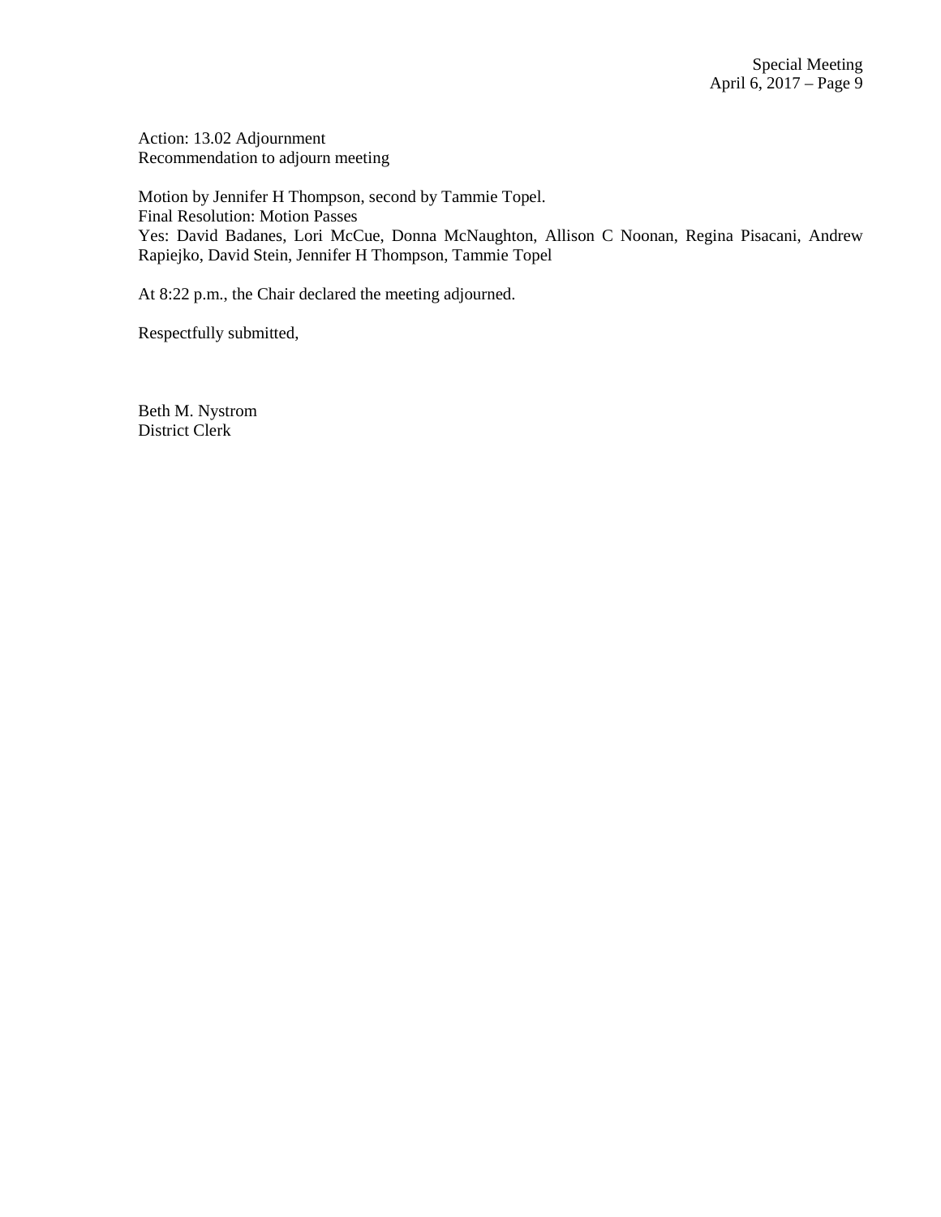Action: 13.02 Adjournment
Recommendation to adjourn meeting

Motion by Jennifer H Thompson, second by Tammie Topel.
Final Resolution: Motion Passes
Yes: David Badanes, Lori McCue, Donna McNaughton, Allison C Noonan, Regina Pisacani, Andrew Rapiejko, David Stein, Jennifer H Thompson, Tammie Topel

At 8:22 p.m., the Chair declared the meeting adjourned.

Respectfully submitted,

Beth M. Nystrom
District Clerk